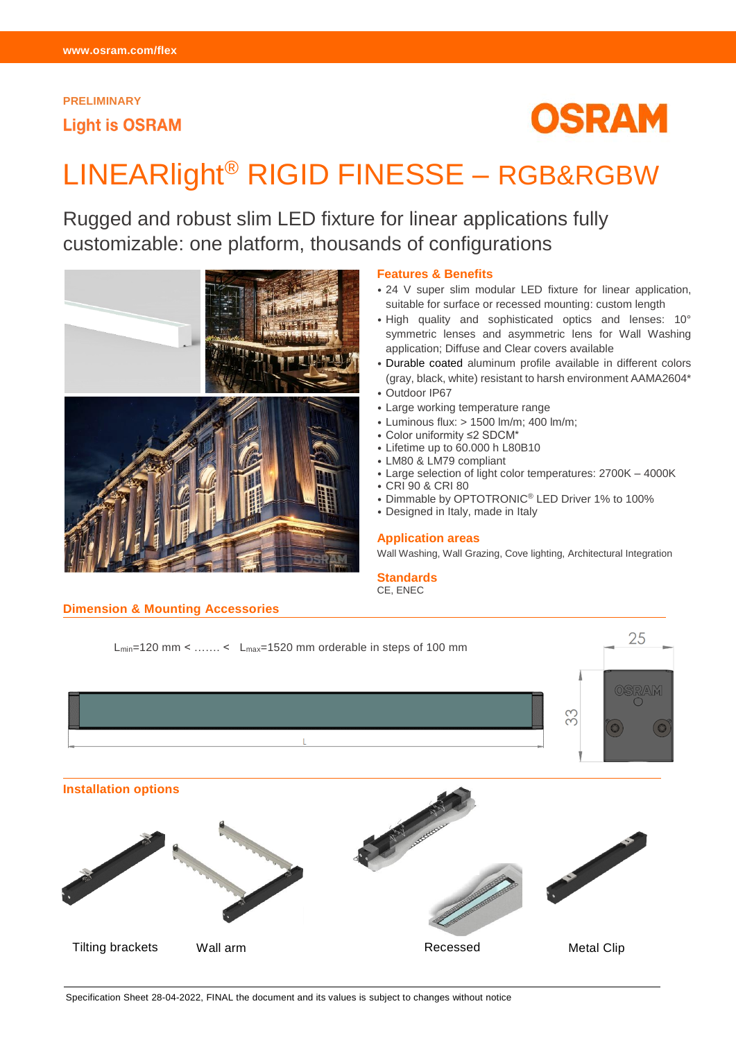www.osram.com/flex

PRELIMINARY

**Light is OSRAM**

OSRAM

# LINEARlight® RIGID FINESSE – RGB&RGBW

## Rugged and robust slim LED fixture for linear applications fully customizable: one platform, thousands of configurations

### Features & Benefits

- 24 V super slim modular LED fixture for linear application, suitable for surface or recessed mounting: custom length
- High quality and sophisticated optics and lenses: 10° symmetric lenses and asymmetric lens for Wall Washing application; Diffuse and Clear covers available
- Durable coated aluminum profile available in different colors (gray, black, white) resistant to harsh environment AAMA2604*
- Outdoor IP67
- Large working temperature range
- Luminous flux: > 1500 lm/m; 400 lm/m;
- Color uniformity ≤2 SDCM*
- Lifetime up to 60.000 h L80B10
- LM80 & LM79 compliant
- Large selection of light color temperatures: 2700K – 4000K
- CRI 90 & CRI 80
- Dimmable by OPTOTRONIC® LED Driver 1% to 100%
- Designed in Italy, made in Italy

### Application areas

Wall Washing, Wall Grazing, Cove lighting, Architectural Integration

### Standards

CE, ENEC

### Dimension & Mounting Accessories

$L_{min}$=120 mm < ……. < $L_{max}$=1520 mm orderable in steps of 100 mm

L

25

33

### Installation options

Tilting brackets

Wall arm

Recessed

Metal Clip

Specification Sheet 28-04-2022, FINAL the document and its values is subject to changes without notice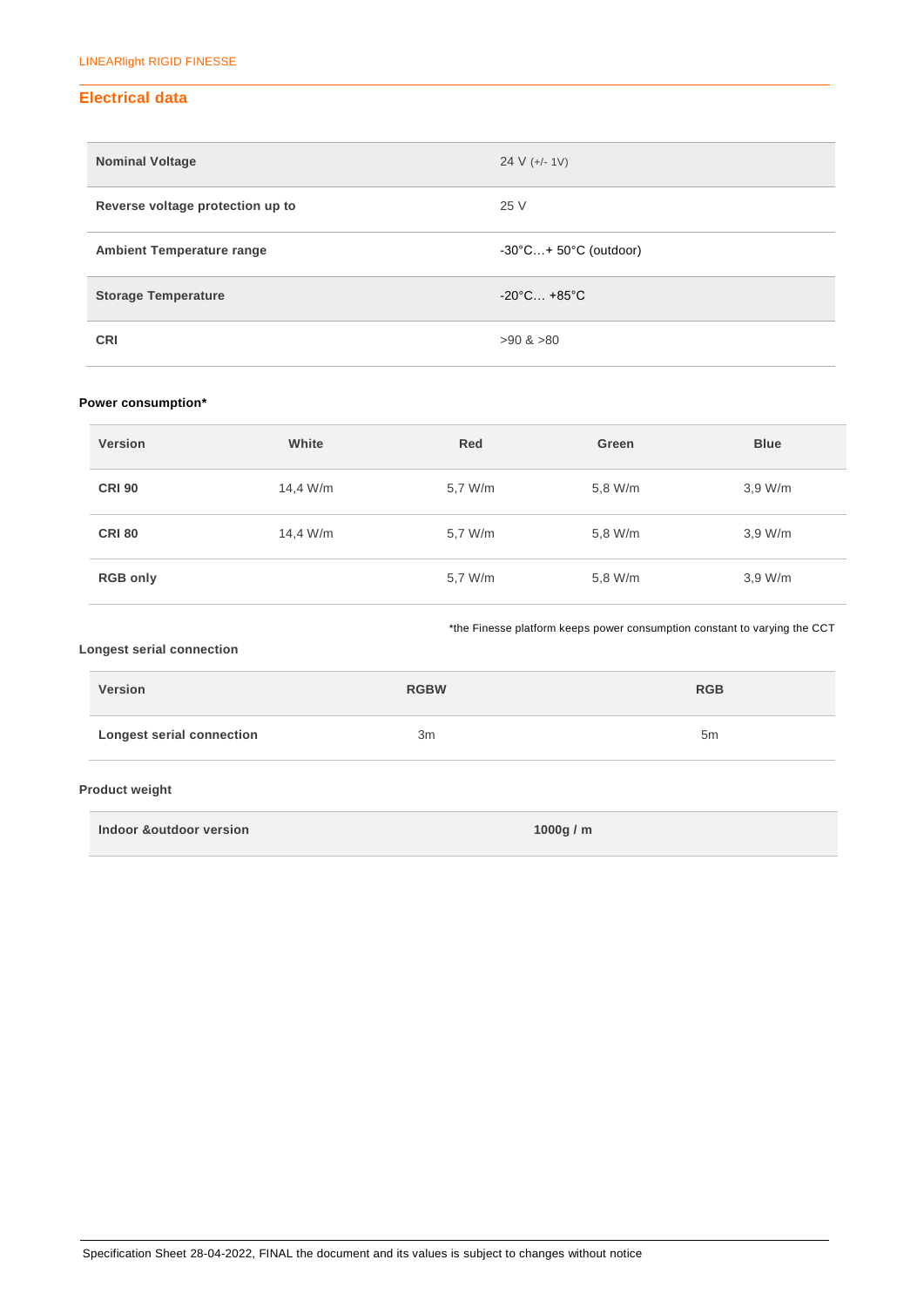## Electrical data

| Nominal Voltage | 24 V (+/- 1V) |
|---|---|
| Reverse voltage protection up to | 25 V |
| Ambient Temperature range | -30°C…+ 50°C (outdoor) |
| Storage Temperature | -20°C… +85°C |
| CRI | >90 & >80 |

**Power consumption***

| Version | White | Red | Green | Blue |
|---|---|---|---|---|
| CRI 90 | 14,4 W/m | 5,7 W/m | 5,8 W/m | 3,9 W/m |
| CRI 80 | 14,4 W/m | 5,7 W/m | 5,8 W/m | 3,9 W/m |
| RGB only | | 5,7 W/m | 5,8 W/m | 3,9 W/m |

*the Finesse platform keeps power consumption constant to varying the CCT

**Longest serial connection**

| Version | RGBW | RGB |
|---|---|---|
| Longest serial connection | 3m | 5m |

**Product weight**

| Indoor &outdoor version | 1000g / m |
|---|---|

Specification Sheet 28-04-2022, FINAL the document and its values is subject to changes without notice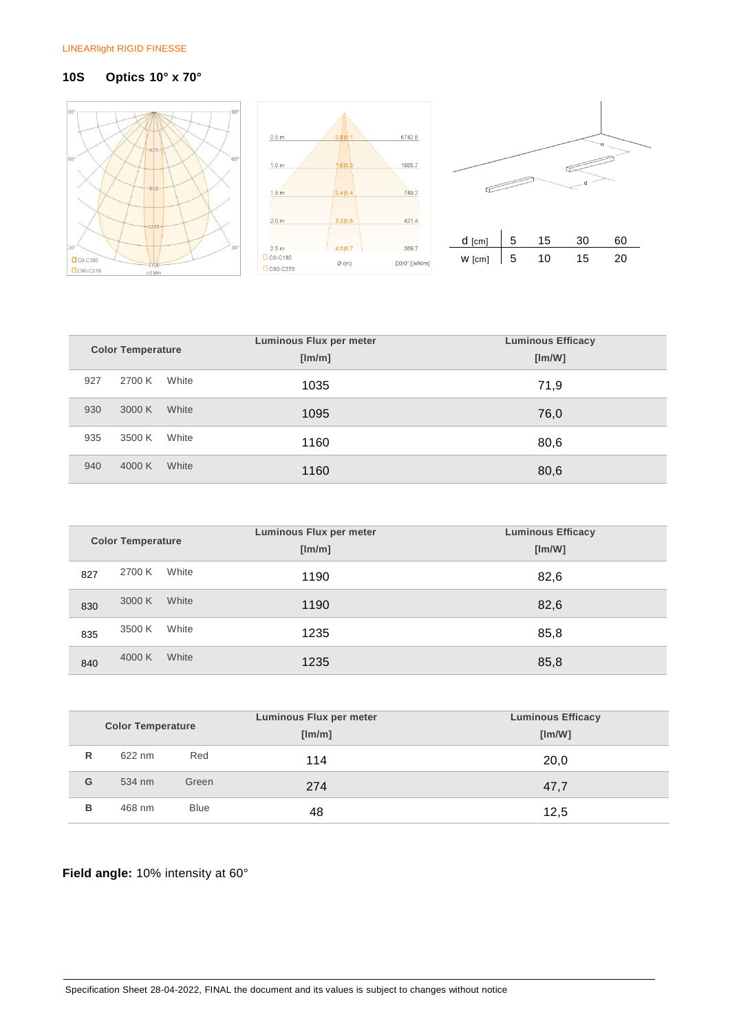LINEARlight RIGID FINESSE

## 10S Optics 10° x 70°

| d [cm] | 5 | 15 | 30 | 60 |
|---|---|---|---|---|
| w [cm] | 5 | 10 | 15 | 20 |

| Color Temperature | | | Luminous Flux per meter [lm/m] | Luminous Efficacy [lm/W] |
|---|---|---|---|---|
| 927 | 2700 K | White | 1035 | 71,9 |
| 930 | 3000 K | White | 1095 | 76,0 |
| 935 | 3500 K | White | 1160 | 80,6 |
| 940 | 4000 K | White | 1160 | 80,6 |

| Color Temperature | | | Luminous Flux per meter [lm/m] | Luminous Efficacy [lm/W] |
|---|---|---|---|---|
| 827 | 2700 K | White | 1190 | 82,6 |
| 830 | 3000 K | White | 1190 | 82,6 |
| 835 | 3500 K | White | 1235 | 85,8 |
| 840 | 4000 K | White | 1235 | 85,8 |

| Color Temperature | | | Luminous Flux per meter [lm/m] | Luminous Efficacy [lm/W] |
|---|---|---|---|---|
| R | 622 nm | Red | 114 | 20,0 |
| G | 534 nm | Green | 274 | 47,7 |
| B | 468 nm | Blue | 48 | 12,5 |

**Field angle:** 10% intensity at 60°

Specification Sheet 28-04-2022, FINAL the document and its values is subject to changes without notice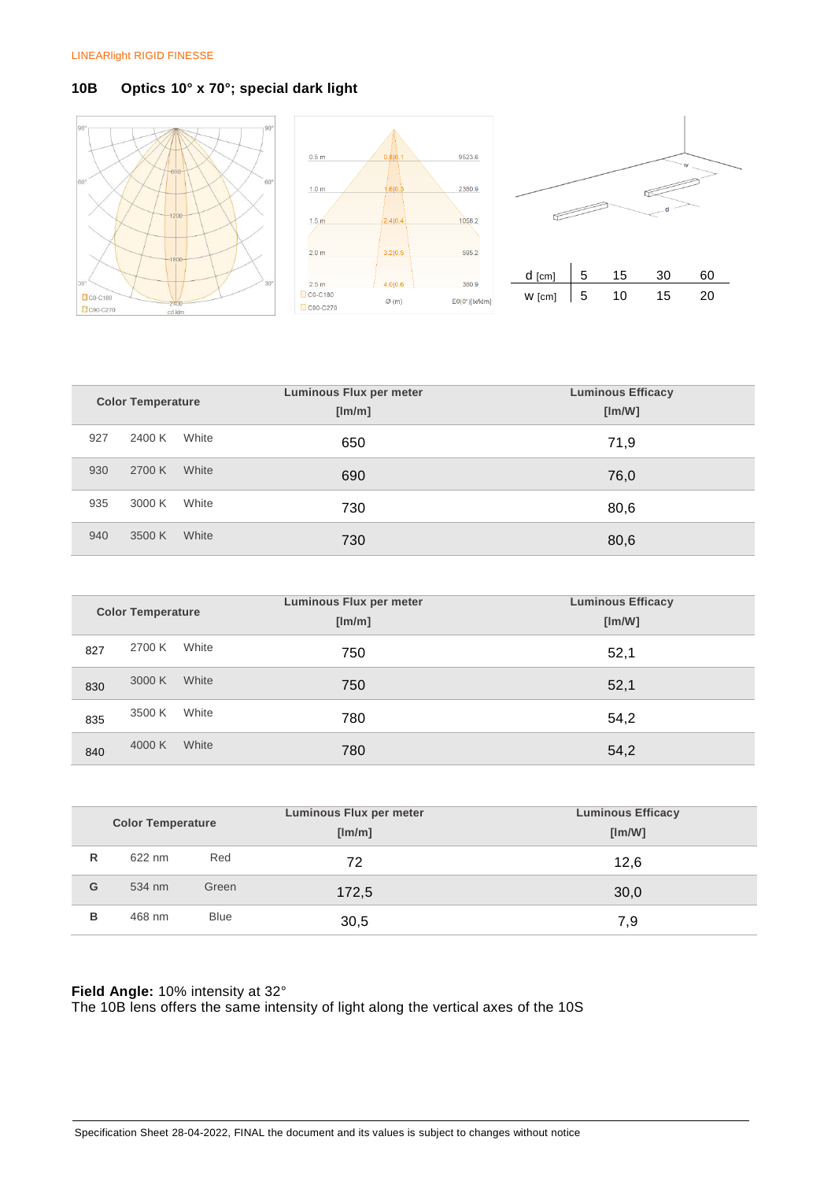## 10B Optics 10° x 70°; special dark light

| d [cm] | 5 | 15 | 30 | 60 |
|---|---|---|---|---|
| W [cm] | 5 | 10 | 15 | 20 |

| Color Temperature | | | Luminous Flux per meter [lm/m] | Luminous Efficacy [lm/W] |
|---|---|---|---|---|
| 927 | 2400 K | White | 650 | 71,9 |
| 930 | 2700 K | White | 690 | 76,0 |
| 935 | 3000 K | White | 730 | 80,6 |
| 940 | 3500 K | White | 730 | 80,6 |

| Color Temperature | | | Luminous Flux per meter [lm/m] | Luminous Efficacy [lm/W] |
|---|---|---|---|---|
| 827 | 2700 K | White | 750 | 52,1 |
| 830 | 3000 K | White | 750 | 52,1 |
| 835 | 3500 K | White | 780 | 54,2 |
| 840 | 4000 K | White | 780 | 54,2 |

| Color Temperature | | | Luminous Flux per meter [lm/m] | Luminous Efficacy [lm/W] |
|---|---|---|---|---|
| R | 622 nm | Red | 72 | 12,6 |
| G | 534 nm | Green | 172,5 | 30,0 |
| B | 468 nm | Blue | 30,5 | 7,9 |

**Field Angle:** 10% intensity at 32°
The 10B lens offers the same intensity of light along the vertical axes of the 10S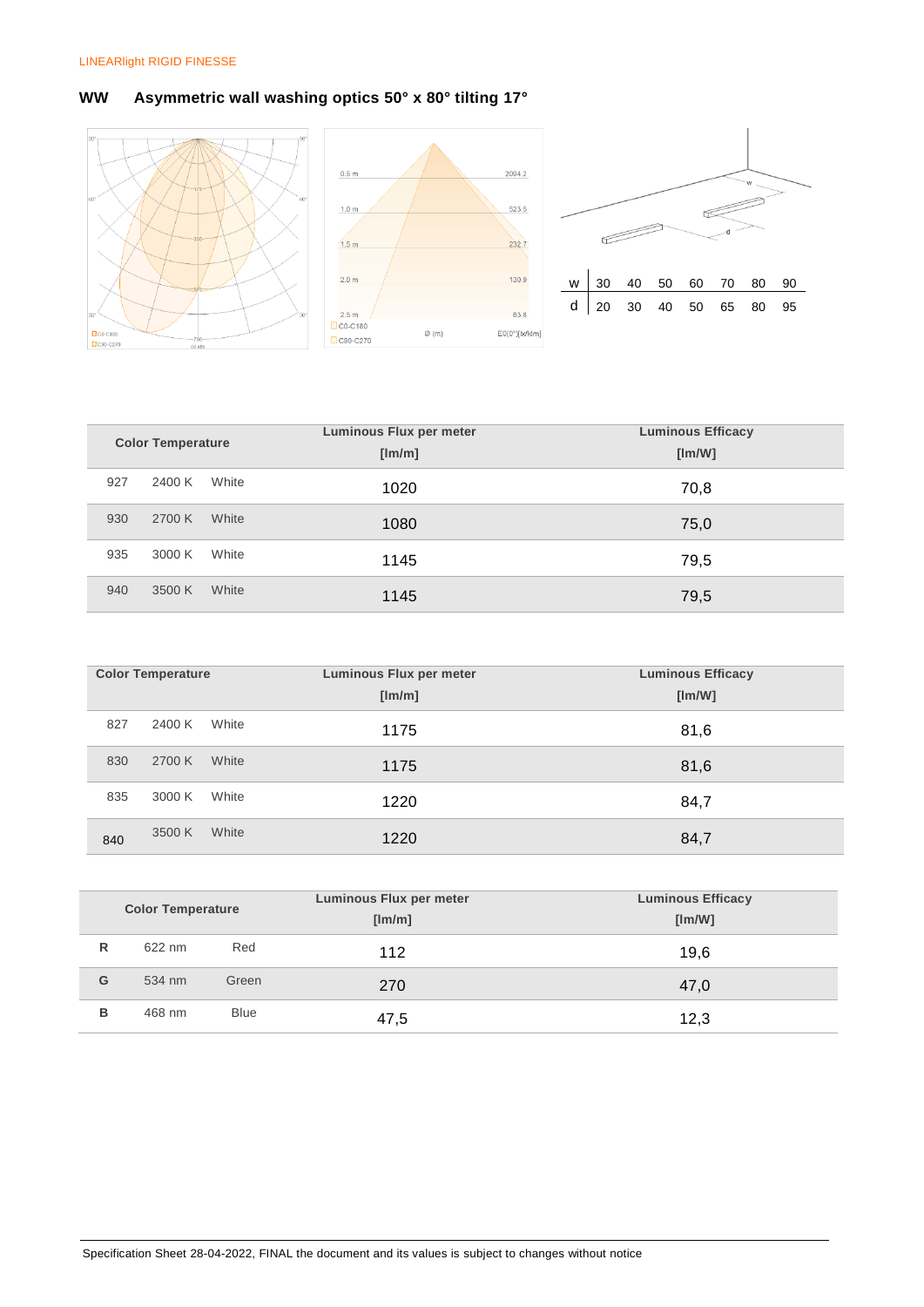LINEARlight RIGID FINESSE

## WW Asymmetric wall washing optics 50° x 80° tilting 17°

| w | 30 | 40 | 50 | 60 | 70 | 80 | 90 |
|---|---|---|---|---|---|---|---|
| d | 20 | 30 | 40 | 50 | 65 | 80 | 95 |

| Color Temperature | | | Luminous Flux per meter [lm/m] | Luminous Efficacy [lm/W] |
|---|---|---|---|---|
| 927 | 2400 K | White | 1020 | 70,8 |
| 930 | 2700 K | White | 1080 | 75,0 |
| 935 | 3000 K | White | 1145 | 79,5 |
| 940 | 3500 K | White | 1145 | 79,5 |

| Color Temperature | | | Luminous Flux per meter [lm/m] | Luminous Efficacy [lm/W] |
|---|---|---|---|---|
| 827 | 2400 K | White | 1175 | 81,6 |
| 830 | 2700 K | White | 1175 | 81,6 |
| 835 | 3000 K | White | 1220 | 84,7 |
| 840 | 3500 K | White | 1220 | 84,7 |

| Color Temperature | | | Luminous Flux per meter [lm/m] | Luminous Efficacy [lm/W] |
|---|---|---|---|---|
| R | 622 nm | Red | 112 | 19,6 |
| G | 534 nm | Green | 270 | 47,0 |
| B | 468 nm | Blue | 47,5 | 12,3 |

Specification Sheet 28-04-2022, FINAL the document and its values is subject to changes without notice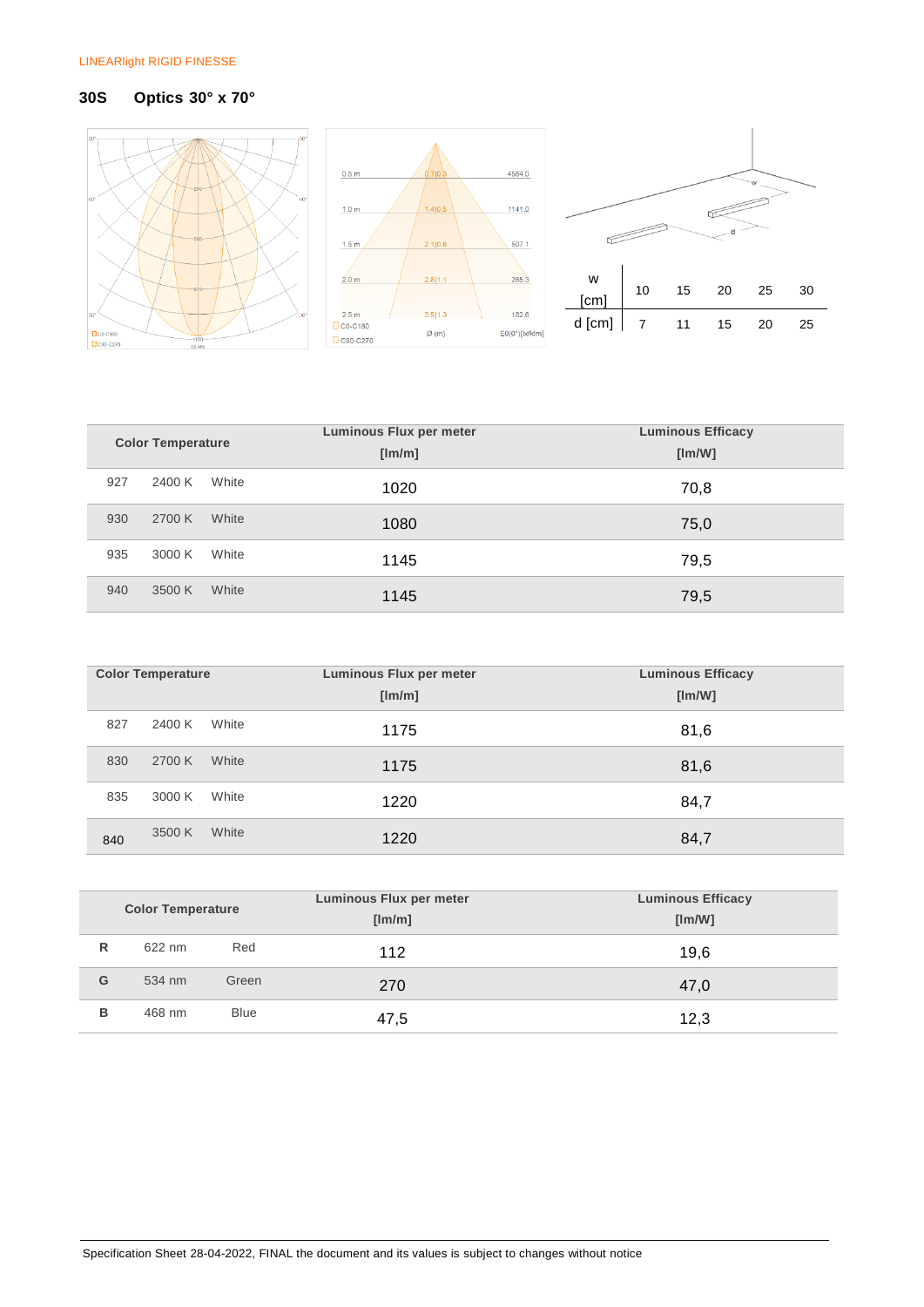LINEARlight RIGID FINESSE

## 30S Optics 30° x 70°

| w [cm] | 10 | 15 | 20 | 25 | 30 |
|---|---|---|---|---|---|
| d [cm] | 7 | 11 | 15 | 20 | 25 |

| Color Temperature | | | Luminous Flux per meter [lm/m] | Luminous Efficacy [lm/W] |
|---|---|---|---|---|
| 927 | 2400 K | White | 1020 | 70,8 |
| 930 | 2700 K | White | 1080 | 75,0 |
| 935 | 3000 K | White | 1145 | 79,5 |
| 940 | 3500 K | White | 1145 | 79,5 |

| Color Temperature | | | Luminous Flux per meter [lm/m] | Luminous Efficacy [lm/W] |
|---|---|---|---|---|
| 827 | 2400 K | White | 1175 | 81,6 |
| 830 | 2700 K | White | 1175 | 81,6 |
| 835 | 3000 K | White | 1220 | 84,7 |
| 840 | 3500 K | White | 1220 | 84,7 |

| Color Temperature | | | Luminous Flux per meter [lm/m] | Luminous Efficacy [lm/W] |
|---|---|---|---|---|
| R | 622 nm | Red | 112 | 19,6 |
| G | 534 nm | Green | 270 | 47,0 |
| B | 468 nm | Blue | 47,5 | 12,3 |

Specification Sheet 28-04-2022, FINAL the document and its values is subject to changes without notice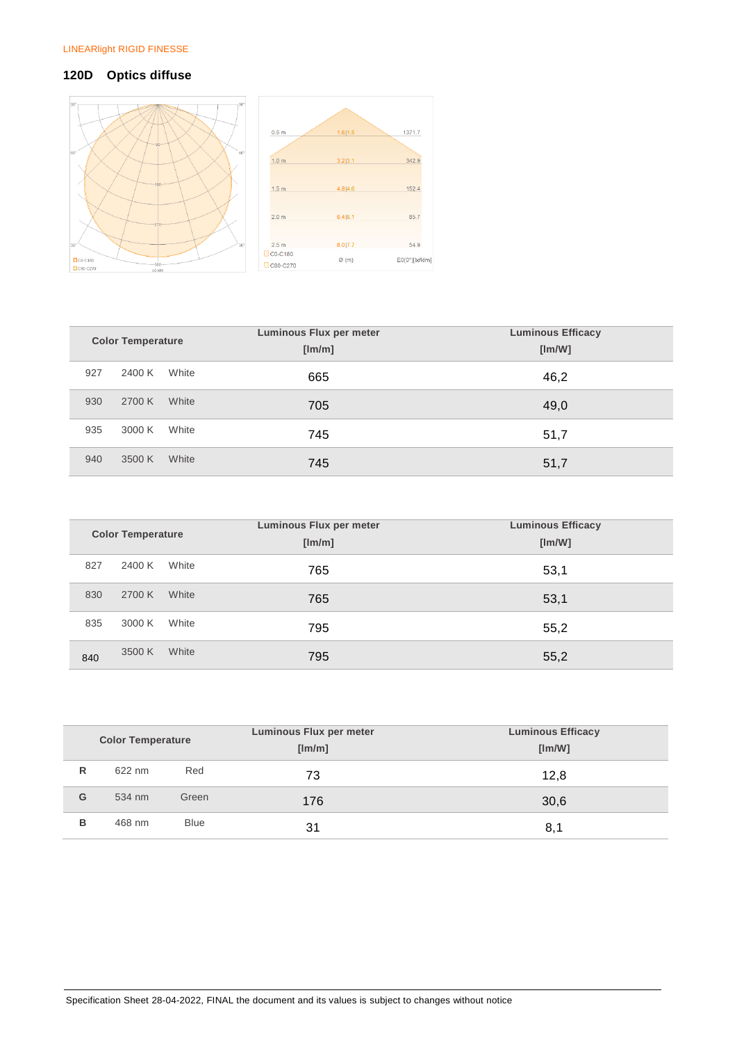LINEARlight RIGID FINESSE

## 120D Optics diffuse

| Color Temperature | | | Luminous Flux per meter [lm/m] | Luminous Efficacy [lm/W] |
|---|---|---|---|---|
| 927 | 2400 K | White | 665 | 46,2 |
| 930 | 2700 K | White | 705 | 49,0 |
| 935 | 3000 K | White | 745 | 51,7 |
| 940 | 3500 K | White | 745 | 51,7 |

| Color Temperature | | | Luminous Flux per meter [lm/m] | Luminous Efficacy [lm/W] |
|---|---|---|---|---|
| 827 | 2400 K | White | 765 | 53,1 |
| 830 | 2700 K | White | 765 | 53,1 |
| 835 | 3000 K | White | 795 | 55,2 |
| 840 | 3500 K | White | 795 | 55,2 |

| Color Temperature | | | Luminous Flux per meter [lm/m] | Luminous Efficacy [lm/W] |
|---|---|---|---|---|
| R | 622 nm | Red | 73 | 12,8 |
| G | 534 nm | Green | 176 | 30,6 |
| B | 468 nm | Blue | 31 | 8,1 |

Specification Sheet 28-04-2022, FINAL the document and its values is subject to changes without notice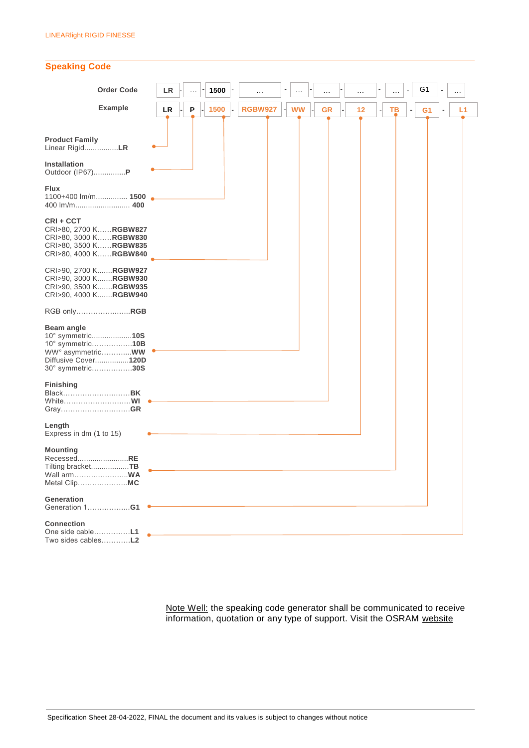## Speaking Code

| Order Code | LR | - | … | - | 1500 | - | … | - | … | - | … | - | … | - | … | - | G1 | - | … |
|---|---|---|---|---|---|---|---|---|---|---|---|---|---|---|---|---|---|---|---|
| Example | LR | - | P | - | 1500 | - | RGBW927 | - | WW | - | GR | - | 12 | - | TB | - | G1 | - | L1 |

**Product Family**
Linear Rigid................**LR**

**Installation**
Outdoor (IP67)...............**P**

**Flux**
1100+400 lm/m............... **1500**
400 lm/m.......................... **400**

**CRI + CCT**
CRI>80, 2700 K......**RGBW827**
CRI>80, 3000 K......**RGBW830**
CRI>80, 3500 K......**RGBW835**
CRI>80, 4000 K......**RGBW840**

CRI>90, 2700 K.......**RGBW927**
CRI>90, 3000 K.......**RGBW930**
CRI>90, 3500 K.......**RGBW935**
CRI>90, 4000 K.......**RGBW940**

RGB only......................**RGB**

**Beam angle**
10° symmetric...................**10S**
10° symmetric.................**10B**
WW° asymmetric.............**WW**
Diffusive Cover................**120D**
30° symmetric.................**30S**

**Finishing**
Black............................**BK**
White............................**WI**
Gray.............................**GR**

**Length**
Express in dm (1 to 15)

**Mounting**
Recessed........................**RE**
Tilting bracket..................**TB**
Wall arm.......................**WA**
Metal Clip.....................**MC**

**Generation**
Generation 1..................**G1**

**Connection**
One side cable...............**L1**
Two sides cables............**L2**

Note Well: the speaking code generator shall be communicated to receive information, quotation or any type of support. Visit the OSRAM website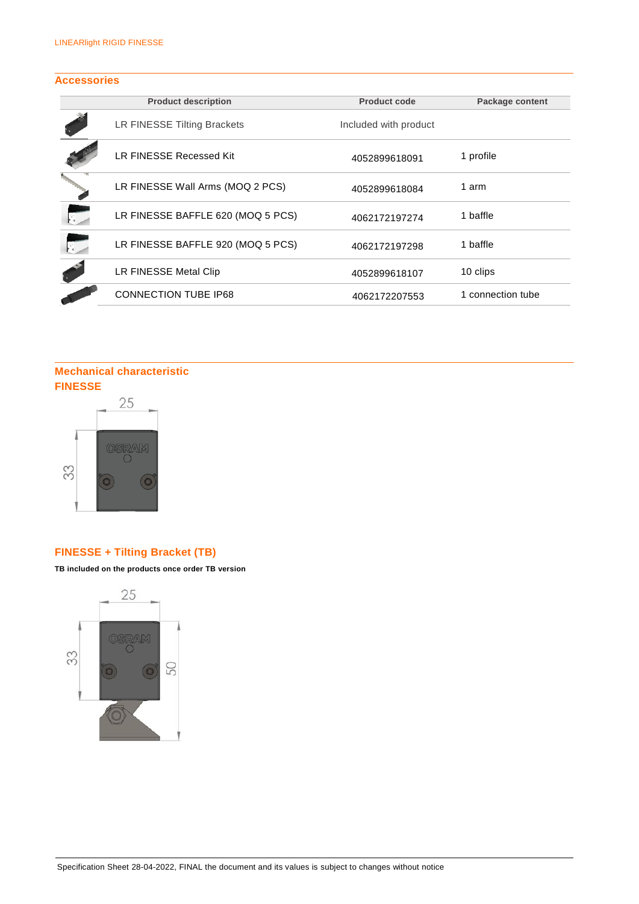## Accessories

| Product description | Product code | Package content |
|---|---|---|
| LR FINESSE Tilting Brackets | Included with product | |
| LR FINESSE Recessed Kit | 4052899618091 | 1 profile |
| LR FINESSE Wall Arms (MOQ 2 PCS) | 4052899618084 | 1 arm |
| LR FINESSE BAFFLE 620 (MOQ 5 PCS) | 4062172197274 | 1 baffle |
| LR FINESSE BAFFLE 920 (MOQ 5 PCS) | 4062172197298 | 1 baffle |
| LR FINESSE Metal Clip | 4052899618107 | 10 clips |
| CONNECTION TUBE IP68 | 4062172207553 | 1 connection tube |

## Mechanical characteristic

### FINESSE

25

33

### FINESSE + Tilting Bracket (TB)

**TB included on the products once order TB version**

25

33

50

Specification Sheet 28-04-2022, FINAL the document and its values is subject to changes without notice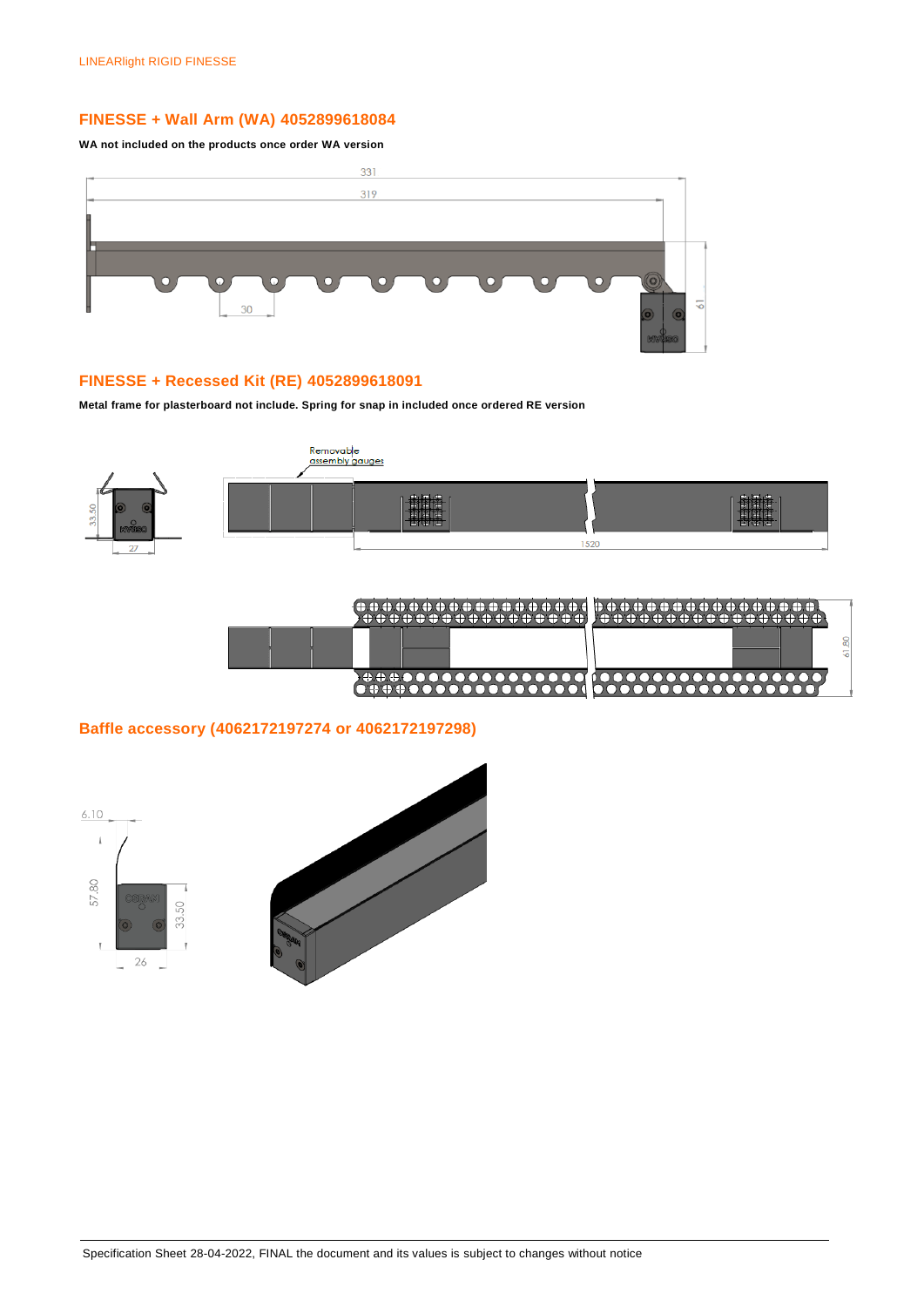## FINESSE + Wall Arm (WA) 4052899618084

**WA not included on the products once order WA version**

## FINESSE + Recessed Kit (RE) 4052899618091

**Metal frame for plasterboard not include. Spring for snap in included once ordered RE version**

## Baffle accessory (4062172197274 or 4062172197298)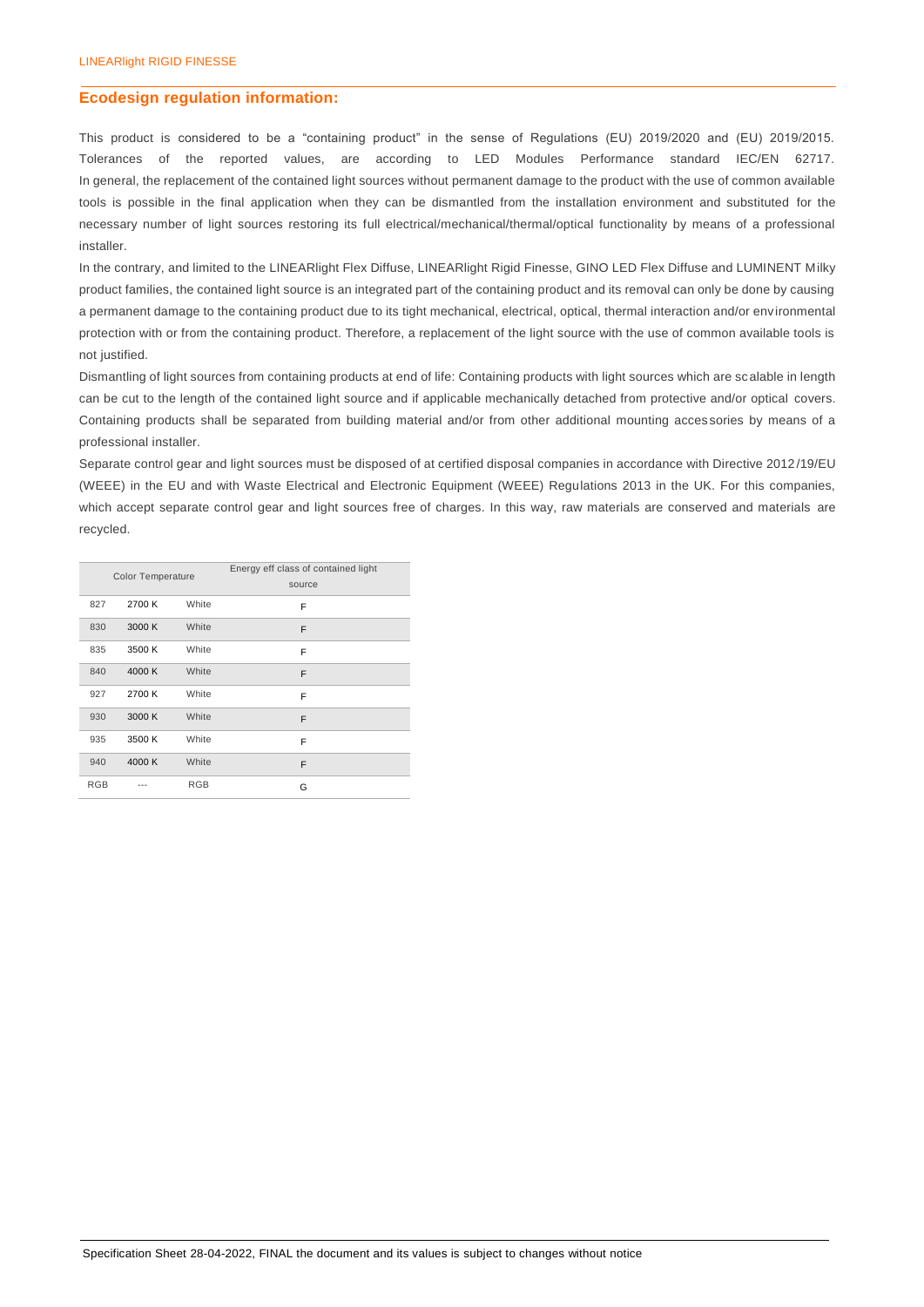## Ecodesign regulation information:

This product is considered to be a "containing product" in the sense of Regulations (EU) 2019/2020 and (EU) 2019/2015. Tolerances of the reported values, are according to LED Modules Performance standard IEC/EN 62717.
In general, the replacement of the contained light sources without permanent damage to the product with the use of common available tools is possible in the final application when they can be dismantled from the installation environment and substituted for the necessary number of light sources restoring its full electrical/mechanical/thermal/optical functionality by means of a professional installer.

In the contrary, and limited to the LINEARlight Flex Diffuse, LINEARlight Rigid Finesse, GINO LED Flex Diffuse and LUMINENT Milky product families, the contained light source is an integrated part of the containing product and its removal can only be done by causing a permanent damage to the containing product due to its tight mechanical, electrical, optical, thermal interaction and/or environmental protection with or from the containing product. Therefore, a replacement of the light source with the use of common available tools is not justified.

Dismantling of light sources from containing products at end of life: Containing products with light sources which are scalable in length can be cut to the length of the contained light source and if applicable mechanically detached from protective and/or optical covers. Containing products shall be separated from building material and/or from other additional mounting accessories by means of a professional installer.

Separate control gear and light sources must be disposed of at certified disposal companies in accordance with Directive 2012/19/EU (WEEE) in the EU and with Waste Electrical and Electronic Equipment (WEEE) Regulations 2013 in the UK. For this companies, which accept separate control gear and light sources free of charges. In this way, raw materials are conserved and materials are recycled.

| Color Temperature | | | Energy eff class of contained light source |
|---|---|---|---|
| 827 | 2700 K | White | F |
| 830 | 3000 K | White | F |
| 835 | 3500 K | White | F |
| 840 | 4000 K | White | F |
| 927 | 2700 K | White | F |
| 930 | 3000 K | White | F |
| 935 | 3500 K | White | F |
| 940 | 4000 K | White | F |
| RGB | --- | RGB | G |

Specification Sheet 28-04-2022, FINAL the document and its values is subject to changes without notice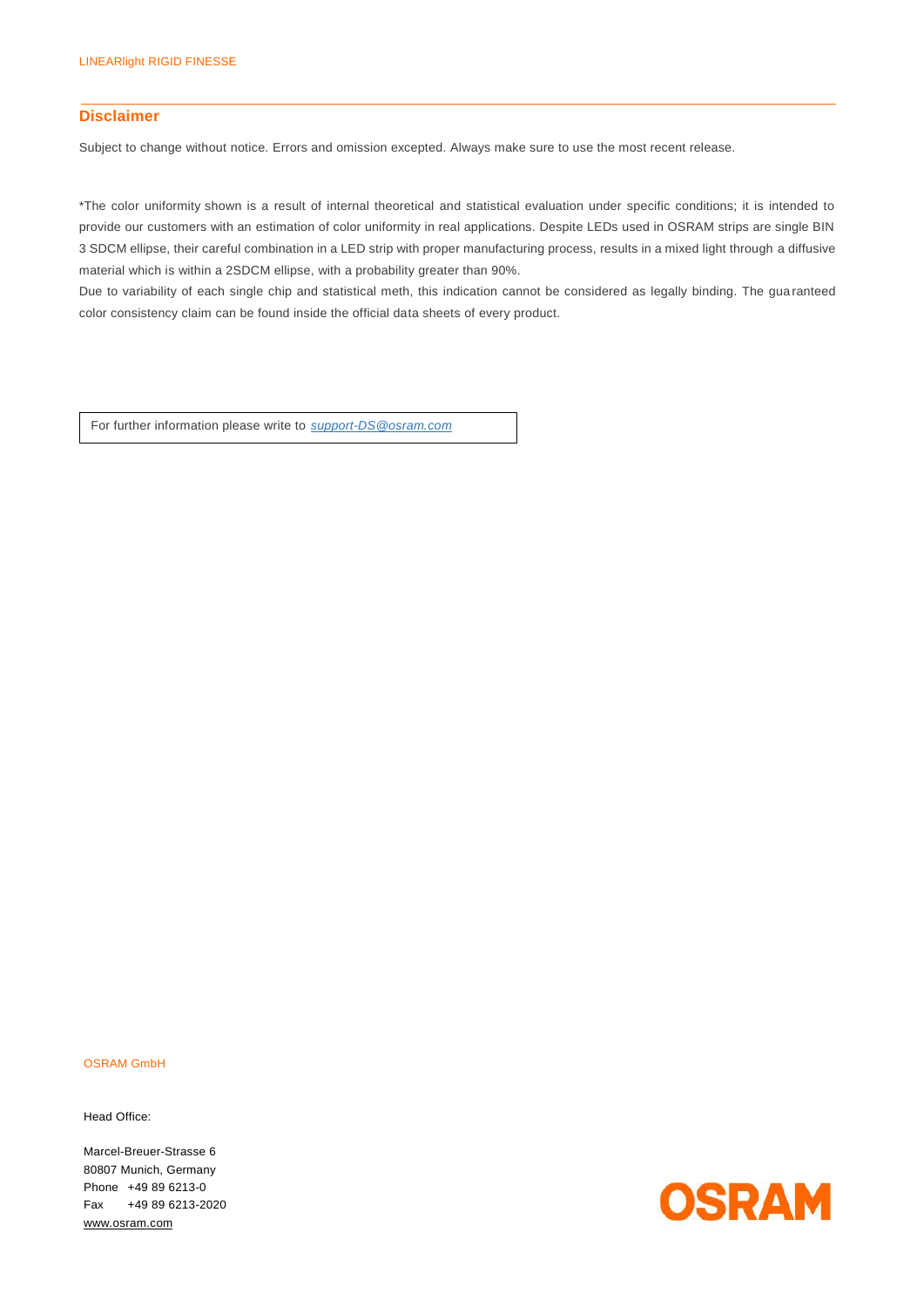## Disclaimer

Subject to change without notice. Errors and omission excepted. Always make sure to use the most recent release.

*The color uniformity shown is a result of internal theoretical and statistical evaluation under specific conditions; it is intended to provide our customers with an estimation of color uniformity in real applications. Despite LEDs used in OSRAM strips are single BIN 3 SDCM ellipse, their careful combination in a LED strip with proper manufacturing process, results in a mixed light through a diffusive material which is within a 2SDCM ellipse, with a probability greater than 90%.
Due to variability of each single chip and statistical meth, this indication cannot be considered as legally binding. The guaranteed color consistency claim can be found inside the official data sheets of every product.

For further information please write to *support-DS@osram.com*

OSRAM GmbH

Head Office:

Marcel-Breuer-Strasse 6
80807 Munich, Germany
Phone +49 89 6213-0
Fax +49 89 6213-2020
www.osram.com

OSRAM